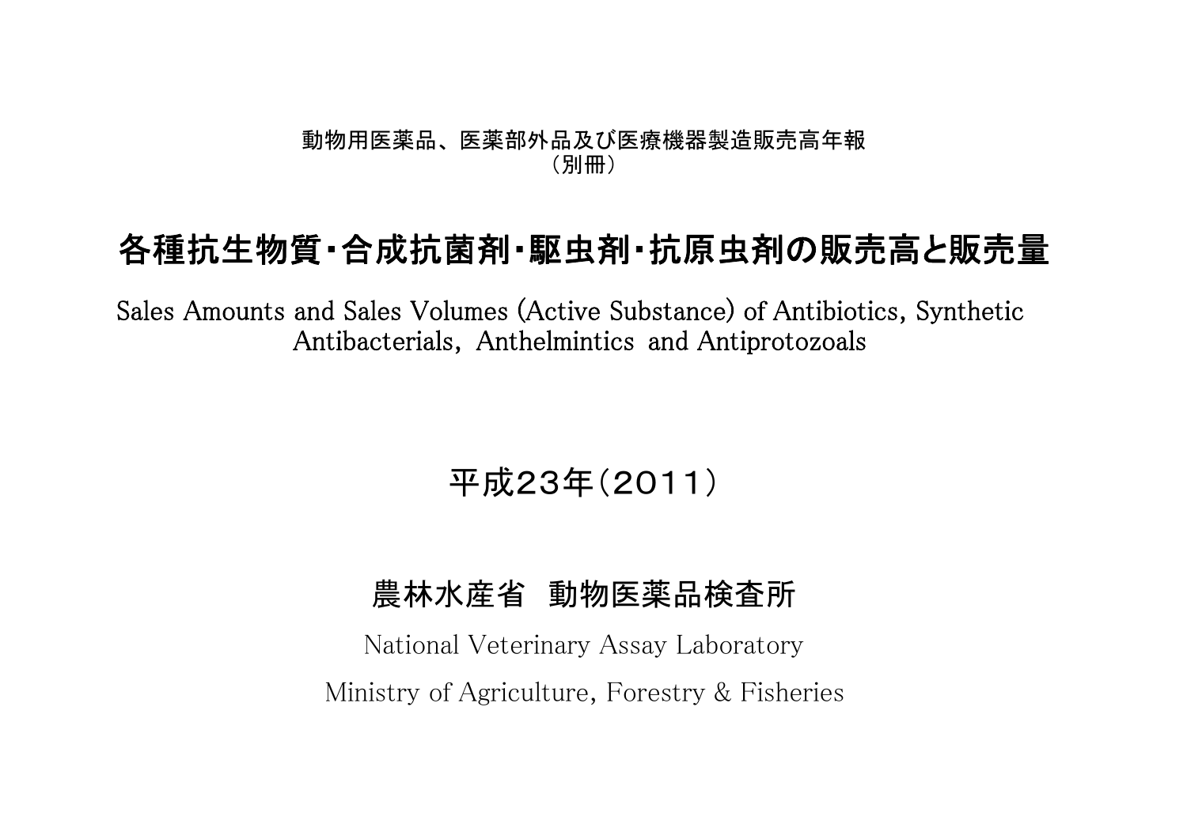動物用医薬品、医薬部外品及び医療機器製造販売高年報
（別冊）

# 各種抗生物質・合成抗菌剤・駆虫剤・抗原虫剤の販売高と販売量

Sales Amounts and Sales Volumes (Active Substance) of Antibiotics, Synthetic Antibacterials, Anthelmintics and Antiprotozoals

## 平成23年（2011）

## 農林水産省　動物医薬品検査所

National Veterinary Assay Laboratory

Ministry of Agriculture, Forestry & Fisheries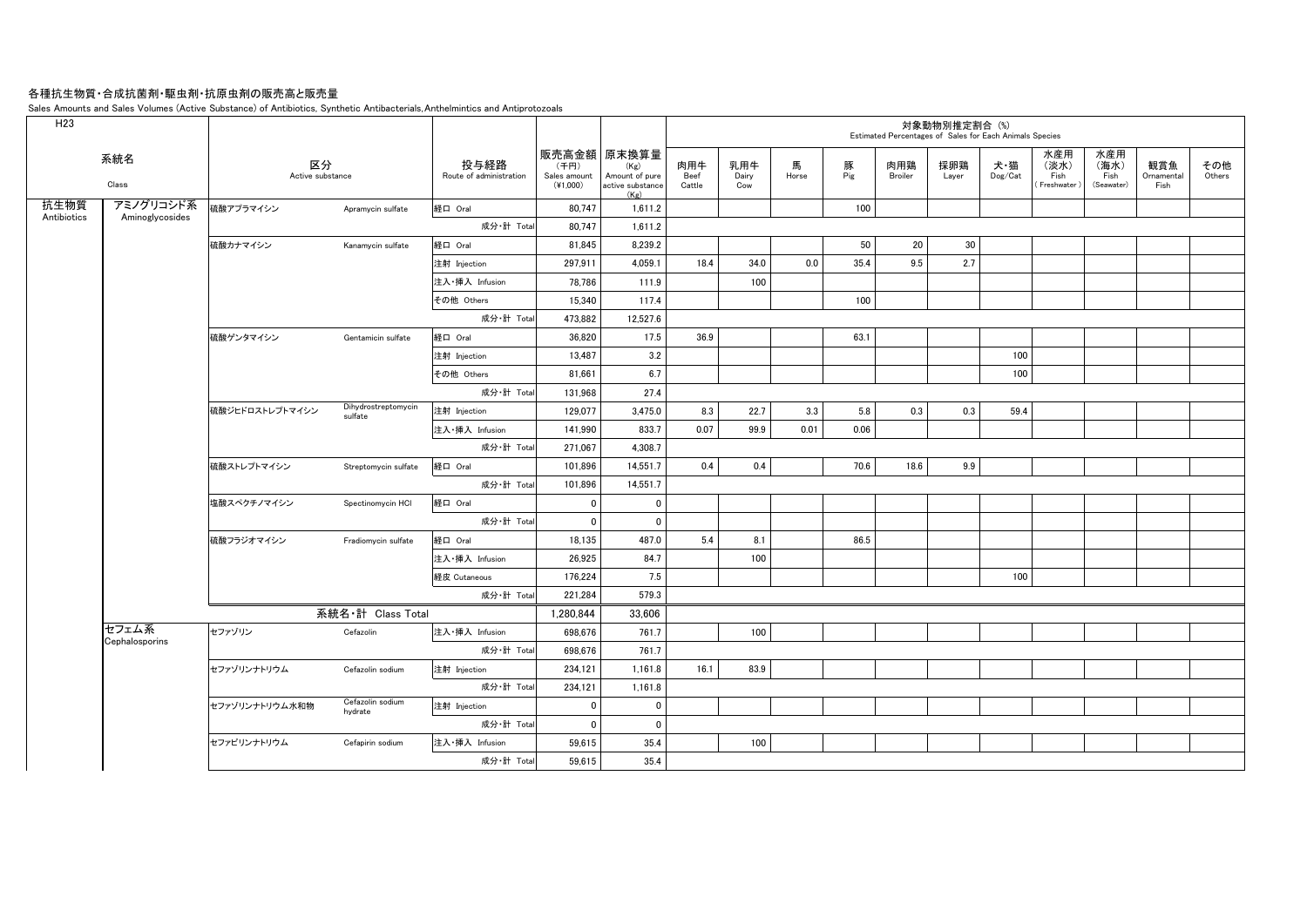# 各種抗生物質・合成抗菌剤・駆虫剤・抗原虫剤の販売高と販売量

Sales Amounts and Sales Volumes (Active Substance) of Antibiotics, Synthetic Antibacterials, Anthelmintics and Antiprotozoals

H23

| 系統名 Class | | 区分 Active substance | | 投与経路 Route of administration | 販売高金額 (千円) Sales amount (¥1,000) | 原末換算量 (Kg) Amount of pure active substance (Kg) | 対象動物別推定割合 (%) Estimated Percentages of Sales for Each Animals Species | | | | | | | | | | |
|---|---|---|---|---|---|---|---|---|---|---|---|---|---|---|---|---|---|
| | | | | | | | 肉用牛 Beef Cattle | 乳用牛 Dairy Cow | 馬 Horse | 豚 Pig | 肉用鶏 Broiler | 採卵鶏 Layer | 犬・猫 Dog/Cat | 水産用（淡水）Fish (Freshwater) | 水産用（海水）Fish (Seawater) | 観賞魚 Ornamental Fish | その他 Others |
| 抗生物質 Antibiotics | アミノグリコシド系 Aminoglycosides | 硫酸アプラマイシン | Apramycin sulfate | 経口 Oral | 80,747 | 1,611.2 | | | | 100 | | | | | | | |
| | | | | 成分・計 Total | 80,747 | 1,611.2 | | | | | | | | | | | |
| | | 硫酸カナマイシン | Kanamycin sulfate | 経口 Oral | 81,845 | 8,239.2 | | | | 50 | 20 | 30 | | | | | |
| | | | | 注射 Injection | 297,911 | 4,059.1 | 18.4 | 34.0 | 0.0 | 35.4 | 9.5 | 2.7 | | | | | |
| | | | | 注入・挿入 Infusion | 78,786 | 111.9 | | 100 | | | | | | | | | |
| | | | | その他 Others | 15,340 | 117.4 | | | | 100 | | | | | | | |
| | | | | 成分・計 Total | 473,882 | 12,527.6 | | | | | | | | | | | |
| | | 硫酸ゲンタマイシン | Gentamicin sulfate | 経口 Oral | 36,820 | 17.5 | 36.9 | | | 63.1 | | | | | | | |
| | | | | 注射 Injection | 13,487 | 3.2 | | | | | | | 100 | | | | |
| | | | | その他 Others | 81,661 | 6.7 | | | | | | | 100 | | | | |
| | | | | 成分・計 Total | 131,968 | 27.4 | | | | | | | | | | | |
| | | 硫酸ジヒドロストレプトマイシン | Dihydrostreptomycin sulfate | 注射 Injection | 129,077 | 3,475.0 | 8.3 | 22.7 | 3.3 | 5.8 | 0.3 | 0.3 | 59.4 | | | | |
| | | | | 注入・挿入 Infusion | 141,990 | 833.7 | 0.07 | 99.9 | 0.01 | 0.06 | | | | | | | |
| | | | | 成分・計 Total | 271,067 | 4,308.7 | | | | | | | | | | | |
| | | 硫酸ストレプトマイシン | Streptomycin sulfate | 経口 Oral | 101,896 | 14,551.7 | 0.4 | 0.4 | | 70.6 | 18.6 | 9.9 | | | | | |
| | | | | 成分・計 Total | 101,896 | 14,551.7 | | | | | | | | | | | |
| | | 塩酸スペクチノマイシン | Spectinomycin HCl | 経口 Oral | 0 | 0 | | | | | | | | | | | |
| | | | | 成分・計 Total | 0 | 0 | | | | | | | | | | | |
| | | 硫酸フラジオマイシン | Fradiomycin sulfate | 経口 Oral | 18,135 | 487.0 | 5.4 | 8.1 | | 86.5 | | | | | | | |
| | | | | 注入・挿入 Infusion | 26,925 | 84.7 | | 100 | | | | | | | | | |
| | | | | 経皮 Cutaneous | 176,224 | 7.5 | | | | | | | 100 | | | | |
| | | | | 成分・計 Total | 221,284 | 579.3 | | | | | | | | | | | |
| | | 系統名・計 Class Total | | | 1,280,844 | 33,606 | | | | | | | | | | | |
| | セフェム系 Cephalosporins | セファゾリン | Cefazolin | 注入・挿入 Infusion | 698,676 | 761.7 | | 100 | | | | | | | | | |
| | | | | 成分・計 Total | 698,676 | 761.7 | | | | | | | | | | | |
| | | セファゾリンナトリウム | Cefazolin sodium | 注射 Injection | 234,121 | 1,161.8 | 16.1 | 83.9 | | | | | | | | | |
| | | | | 成分・計 Total | 234,121 | 1,161.8 | | | | | | | | | | | |
| | | セファゾリンナトリウム水和物 | Cefazolin sodium hydrate | 注射 Injection | 0 | 0 | | | | | | | | | | | |
| | | | | 成分・計 Total | 0 | 0 | | | | | | | | | | | |
| | | セファピリンナトリウム | Cefapirin sodium | 注入・挿入 Infusion | 59,615 | 35.4 | | 100 | | | | | | | | | |
| | | | | 成分・計 Total | 59,615 | 35.4 | | | | | | | | | | | |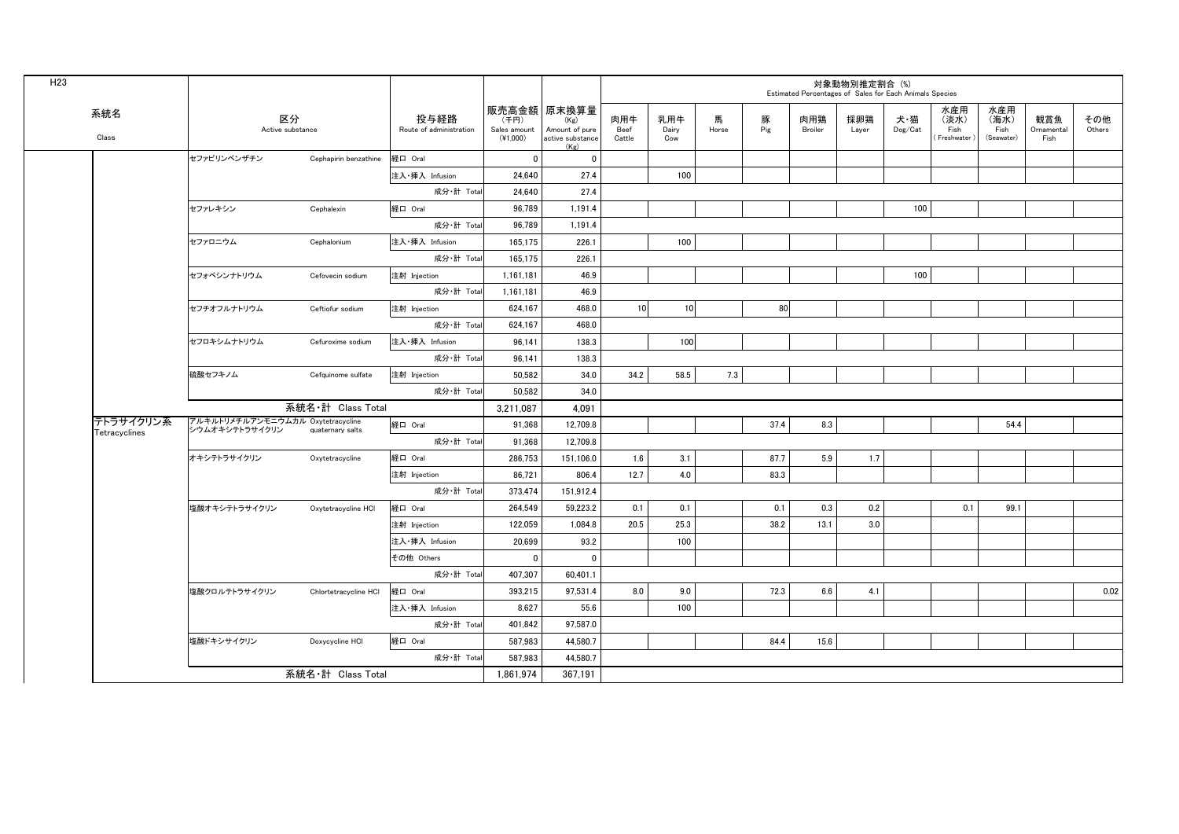H23

| 系統名 Class | 区分 Active substance | | 投与経路 Route of administration | 販売高金額 (千円) Sales amount (¥1,000) | 原末換算量 (Kg) Amount of pure active substance (Kg) | 対象動物別推定割合 (%) Estimated Percentages of Sales for Each Animals Species | | | | | | | | | | |
|---|---|---|---|---|---|---|---|---|---|---|---|---|---|---|---|---|
| | | | | | | 肉用牛 Beef Cattle | 乳用牛 Dairy Cow | 馬 Horse | 豚 Pig | 肉用鶏 Broiler | 採卵鶏 Layer | 犬・猫 Dog/Cat | 水産用 (淡水) Fish (Freshwater) | 水産用 (海水) Fish (Seawater) | 観賞魚 Ornamental Fish | その他 Others |
| | セファピリンベンザチン | Cephapirin benzathine | 経口 Oral | 0 | 0 | | | | | | | | | | | |
| | | | 注入・挿入 Infusion | 24,640 | 27.4 | | 100 | | | | | | | | | |
| | | | 成分・計 Total | 24,640 | 27.4 | | | | | | | | | | | |
| | セファレキシン | Cephalexin | 経口 Oral | 96,789 | 1,191.4 | | | | | | | 100 | | | | |
| | | | 成分・計 Total | 96,789 | 1,191.4 | | | | | | | | | | | |
| | セファロニウム | Cephalonium | 注入・挿入 Infusion | 165,175 | 226.1 | | 100 | | | | | | | | | |
| | | | 成分・計 Total | 165,175 | 226.1 | | | | | | | | | | | |
| | セフォベシンナトリウム | Cefovecin sodium | 注射 Injection | 1,161,181 | 46.9 | | | | | | | 100 | | | | |
| | | | 成分・計 Total | 1,161,181 | 46.9 | | | | | | | | | | | |
| | セフチオフルナトリウム | Ceftiofur sodium | 注射 Injection | 624,167 | 468.0 | 10 | 10 | | 80 | | | | | | | |
| | | | 成分・計 Total | 624,167 | 468.0 | | | | | | | | | | | |
| | セフロキシムナトリウム | Cefuroxime sodium | 注入・挿入 Infusion | 96,141 | 138.3 | | 100 | | | | | | | | | |
| | | | 成分・計 Total | 96,141 | 138.3 | | | | | | | | | | | |
| | 硫酸セフキノム | Cefquinome sulfate | 注射 Injection | 50,582 | 34.0 | 34.2 | 58.5 | 7.3 | | | | | | | | |
| | | | 成分・計 Total | 50,582 | 34.0 | | | | | | | | | | | |
| | 系統名・計 Class Total | | | 3,211,087 | 4,091 | | | | | | | | | | | |
| テトラサイクリン系 Tetracyclines | アルキルトリメチルアンモニウムカルシウムオキシテトラサイクリン | Oxytetracycline quaternary salts | 経口 Oral | 91,368 | 12,709.8 | | | | 37.4 | 8.3 | | | | 54.4 | | |
| | | | 成分・計 Total | 91,368 | 12,709.8 | | | | | | | | | | | |
| | オキシテトラサイクリン | Oxytetracycline | 経口 Oral | 286,753 | 151,106.0 | 1.6 | 3.1 | | 87.7 | 5.9 | 1.7 | | | | | |
| | | | 注射 Injection | 86,721 | 806.4 | 12.7 | 4.0 | | 83.3 | | | | | | | |
| | | | 成分・計 Total | 373,474 | 151,912.4 | | | | | | | | | | | |
| | 塩酸オキシテトラサイクリン | Oxytetracycline HCl | 経口 Oral | 264,549 | 59,223.2 | 0.1 | 0.1 | | 0.1 | 0.3 | 0.2 | | 0.1 | 99.1 | | |
| | | | 注射 Injection | 122,059 | 1,084.8 | 20.5 | 25.3 | | 38.2 | 13.1 | 3.0 | | | | | |
| | | | 注入・挿入 Infusion | 20,699 | 93.2 | | 100 | | | | | | | | | |
| | | | その他 Others | 0 | 0 | | | | | | | | | | | |
| | | | 成分・計 Total | 407,307 | 60,401.1 | | | | | | | | | | | |
| | 塩酸クロルテトラサイクリン | Chlortetracycline HCl | 経口 Oral | 393,215 | 97,531.4 | 8.0 | 9.0 | | 72.3 | 6.6 | 4.1 | | | | | 0.02 |
| | | | 注入・挿入 Infusion | 8,627 | 55.6 | | 100 | | | | | | | | | |
| | | | 成分・計 Total | 401,842 | 97,587.0 | | | | | | | | | | | |
| | 塩酸ドキシサイクリン | Doxycycline HCl | 経口 Oral | 587,983 | 44,580.7 | | | | 84.4 | 15.6 | | | | | | |
| | | | 成分・計 Total | 587,983 | 44,580.7 | | | | | | | | | | | |
| | 系統名・計 Class Total | | | 1,861,974 | 367,191 | | | | | | | | | | | |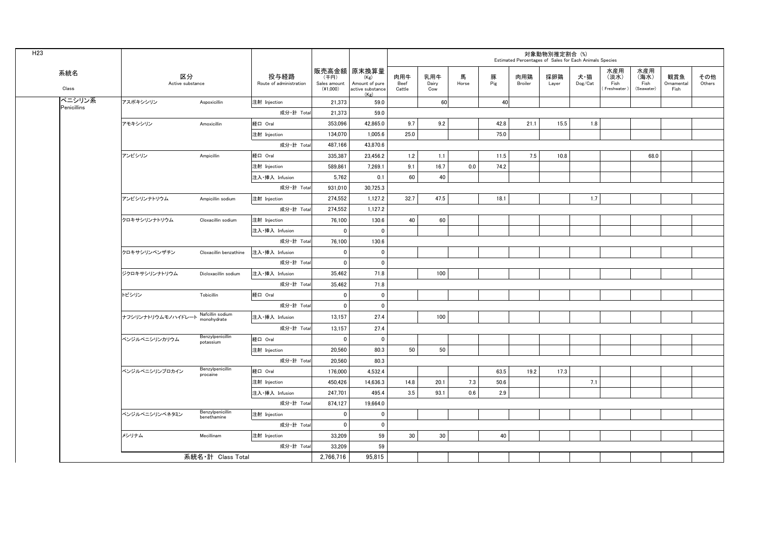H23

| 系統名 Class | 区分 Active substance | | 投与経路 Route of administration | 販売高金額 (千円) Sales amount (¥1,000) | 原末換算量 (Kg) Amount of pure active substance (Kg) | 対象動物別推定割合 (%) Estimated Percentages of Sales for Each Animals Species | | | | | | | | | | |
|---|---|---|---|---|---|---|---|---|---|---|---|---|---|---|---|---|
| | | | | | | 肉用牛 Beef Cattle | 乳用牛 Dairy Cow | 馬 Horse | 豚 Pig | 肉用鶏 Broiler | 採卵鶏 Layer | 犬・猫 Dog/Cat | 水産用 (淡水) Fish (Freshwater) | 水産用 (海水) Fish (Seawater) | 観賞魚 Ornamental Fish | その他 Others |
| ペニシリン系 Penicillins | アスポキシシリン | Aspoxicillin | 注射 Injection | 21,373 | 59.0 | | 60 | | 40 | | | | | | | |
| | | | 成分・計 Total | 21,373 | 59.0 | | | | | | | | | | | |
| | アモキシシリン | Amoxicillin | 経口 Oral | 353,096 | 42,865.0 | 9.7 | 9.2 | | 42.8 | 21.1 | 15.5 | 1.8 | | | | |
| | | | 注射 Injection | 134,070 | 1,005.6 | 25.0 | | | 75.0 | | | | | | | |
| | | | 成分・計 Total | 487,166 | 43,870.6 | | | | | | | | | | | |
| | アンピシリン | Ampicillin | 経口 Oral | 335,387 | 23,456.2 | 1.2 | 1.1 | | 11.5 | 7.5 | 10.8 | | | 68.0 | | |
| | | | 注射 Injection | 589,861 | 7,269.1 | 9.1 | 16.7 | 0.0 | 74.2 | | | | | | | |
| | | | 注入・挿入 Infusion | 5,762 | 0.1 | 60 | 40 | | | | | | | | | |
| | | | 成分・計 Total | 931,010 | 30,725.3 | | | | | | | | | | | |
| | アンピシリンナトリウム | Ampicillin sodium | 注射 Injection | 274,552 | 1,127.2 | 32.7 | 47.5 | | 18.1 | | | 1.7 | | | | |
| | | | 成分・計 Total | 274,552 | 1,127.2 | | | | | | | | | | | |
| | クロキサシリンナトリウム | Cloxacillin sodium | 注射 Injection | 76,100 | 130.6 | 40 | 60 | | | | | | | | | |
| | | | 注入・挿入 Infusion | 0 | 0 | | | | | | | | | | | |
| | | | 成分・計 Total | 76,100 | 130.6 | | | | | | | | | | | |
| | クロキサシリンベンザチン | Cloxacillin benzathine | 注入・挿入 Infusion | 0 | 0 | | | | | | | | | | | |
| | | | 成分・計 Total | 0 | 0 | | | | | | | | | | | |
| | ジクロキサシリンナトリウム | Dicloxacillin sodium | 注入・挿入 Infusion | 35,462 | 71.8 | | 100 | | | | | | | | | |
| | | | 成分・計 Total | 35,462 | 71.8 | | | | | | | | | | | |
| | トビシリン | Tobicillin | 経口 Oral | 0 | 0 | | | | | | | | | | | |
| | | | 成分・計 Total | 0 | 0 | | | | | | | | | | | |
| | ナフシリンナトリウムモノハイドレート | Nafcillin sodium monohydrate | 注入・挿入 Infusion | 13,157 | 27.4 | | 100 | | | | | | | | | |
| | | | 成分・計 Total | 13,157 | 27.4 | | | | | | | | | | | |
| | ベンジルペニシリンカリウム | Benzylpenicillin potassium | 経口 Oral | 0 | 0 | | | | | | | | | | | |
| | | | 注射 Injection | 20,560 | 80.3 | 50 | 50 | | | | | | | | | |
| | | | 成分・計 Total | 20,560 | 80.3 | | | | | | | | | | | |
| | ベンジルペニシリンプロカイン | Benzylpenicillin procaine | 経口 Oral | 176,000 | 4,532.4 | | | | 63.5 | 19.2 | 17.3 | | | | | |
| | | | 注射 Injection | 450,426 | 14,636.3 | 14.8 | 20.1 | 7.3 | 50.6 | | | 7.1 | | | | |
| | | | 注入・挿入 Infusion | 247,701 | 495.4 | 3.5 | 93.1 | 0.6 | 2.9 | | | | | | | |
| | | | 成分・計 Total | 874,127 | 19,664.0 | | | | | | | | | | | |
| | ベンジルペニシリンベネタミン | Benzylpenicillin benethamine | 注射 Injection | 0 | 0 | | | | | | | | | | | |
| | | | 成分・計 Total | 0 | 0 | | | | | | | | | | | |
| | メシリナム | Mecillinam | 注射 Injection | 33,209 | 59 | 30 | 30 | | 40 | | | | | | | |
| | | | 成分・計 Total | 33,209 | 59 | | | | | | | | | | | |
| | 系統名・計 Class Total | | | 2,766,716 | 95,815 | | | | | | | | | | | |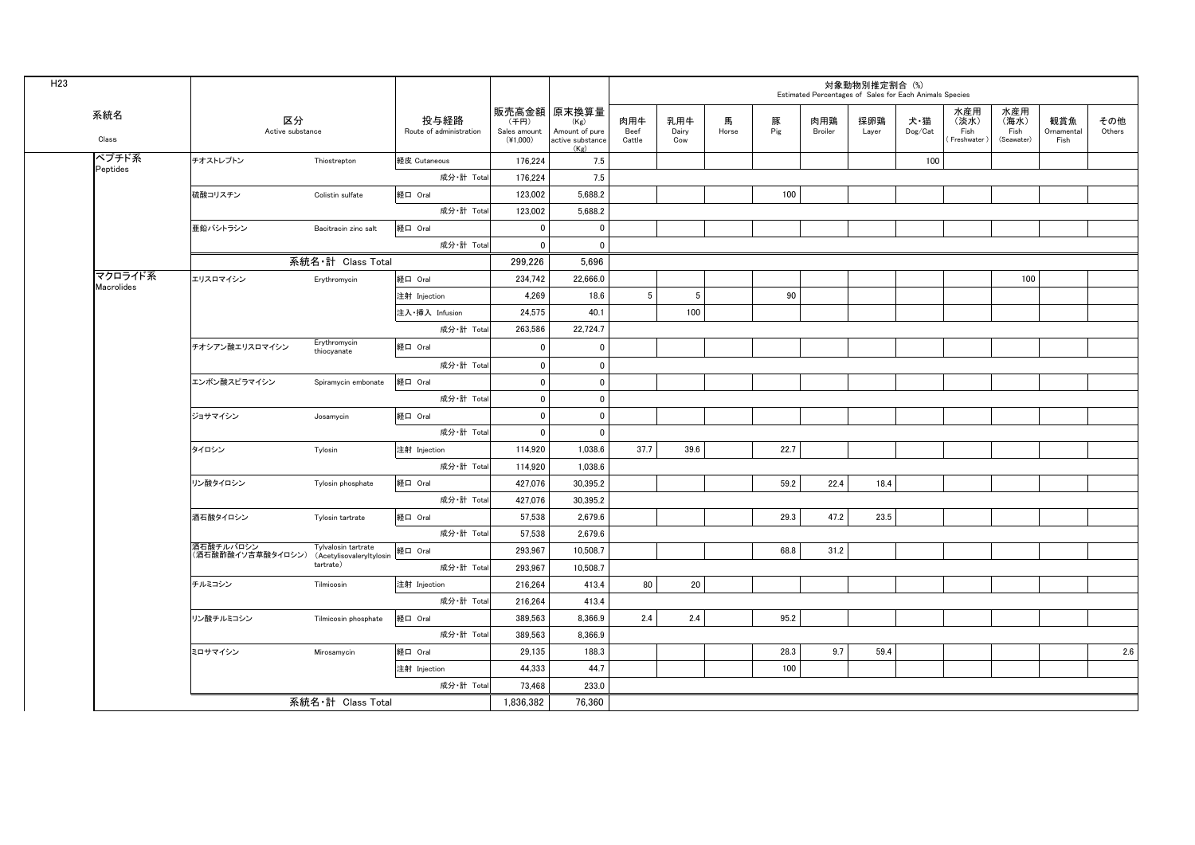H23

| 系統名 Class | 区分 Active substance | | 投与経路 Route of administration | 販売高金額 (千円) Sales amount (¥1,000) | 原末換算量 (Kg) Amount of pure active substance (Kg) | 対象動物別推定割合 (%) Estimated Percentages of Sales for Each Animals Species | | | | | | | | | | |
|---|---|---|---|---|---|---|---|---|---|---|---|---|---|---|---|---|
| | | | | | | 肉用牛 Beef Cattle | 乳用牛 Dairy Cow | 馬 Horse | 豚 Pig | 肉用鶏 Broiler | 採卵鶏 Layer | 犬・猫 Dog/Cat | 水産用 (淡水) Fish (Freshwater) | 水産用 (海水) Fish (Seawater) | 観賞魚 Ornamental Fish | その他 Others |
| ペプチド系 Peptides | チオストレプトン | Thiostrepton | 経皮 Cutaneous | 176,224 | 7.5 | | | | | | | 100 | | | | |
| | | | 成分・計 Total | 176,224 | 7.5 | | | | | | | | | | | |
| | 硫酸コリスチン | Colistin sulfate | 経口 Oral | 123,002 | 5,688.2 | | | | 100 | | | | | | | |
| | | | 成分・計 Total | 123,002 | 5,688.2 | | | | | | | | | | | |
| | 亜鉛バシトラシン | Bacitracin zinc salt | 経口 Oral | 0 | 0 | | | | | | | | | | | |
| | | | 成分・計 Total | 0 | 0 | | | | | | | | | | | |
| | 系統名・計 Class Total | | | 299,226 | 5,696 | | | | | | | | | | | |
| マクロライド系 Macrolides | エリスロマイシン | Erythromycin | 経口 Oral | 234,742 | 22,666.0 | | | | | | | | | 100 | | |
| | | | 注射 Injection | 4,269 | 18.6 | 5 | 5 | | 90 | | | | | | | |
| | | | 注入・挿入 Infusion | 24,575 | 40.1 | | 100 | | | | | | | | | |
| | | | 成分・計 Total | 263,586 | 22,724.7 | | | | | | | | | | | |
| | チオシアン酸エリスロマイシン | Erythromycin thiocyanate | 経口 Oral | 0 | 0 | | | | | | | | | | | |
| | | | 成分・計 Total | 0 | 0 | | | | | | | | | | | |
| | エンボン酸スピラマイシン | Spiramycin embonate | 経口 Oral | 0 | 0 | | | | | | | | | | | |
| | | | 成分・計 Total | 0 | 0 | | | | | | | | | | | |
| | ジョサマイシン | Josamycin | 経口 Oral | 0 | 0 | | | | | | | | | | | |
| | | | 成分・計 Total | 0 | 0 | | | | | | | | | | | |
| | タイロシン | Tylosin | 注射 Injection | 114,920 | 1,038.6 | 37.7 | 39.6 | | 22.7 | | | | | | | |
| | | | 成分・計 Total | 114,920 | 1,038.6 | | | | | | | | | | | |
| | リン酸タイロシン | Tylosin phosphate | 経口 Oral | 427,076 | 30,395.2 | | | | 59.2 | 22.4 | 18.4 | | | | | |
| | | | 成分・計 Total | 427,076 | 30,395.2 | | | | | | | | | | | |
| | 酒石酸タイロシン | Tylosin tartrate | 経口 Oral | 57,538 | 2,679.6 | | | | 29.3 | 47.2 | 23.5 | | | | | |
| | | | 成分・計 Total | 57,538 | 2,679.6 | | | | | | | | | | | |
| | 酒石酸チルバロシン (酒石酸酢酸イソ吉草酸タイロシン) | Tylvalosin tartrate (Acetylisovaleryltylosin tartrate) | 経口 Oral | 293,967 | 10,508.7 | | | | 68.8 | 31.2 | | | | | | |
| | | | 成分・計 Total | 293,967 | 10,508.7 | | | | | | | | | | | |
| | チルミコシン | Tilmicosin | 注射 Injection | 216,264 | 413.4 | 80 | 20 | | | | | | | | | |
| | | | 成分・計 Total | 216,264 | 413.4 | | | | | | | | | | | |
| | リン酸チルミコシン | Tilmicosin phosphate | 経口 Oral | 389,563 | 8,366.9 | 2.4 | 2.4 | | 95.2 | | | | | | | |
| | | | 成分・計 Total | 389,563 | 8,366.9 | | | | | | | | | | | |
| | ミロサマイシン | Mirosamycin | 経口 Oral | 29,135 | 188.3 | | | | 28.3 | 9.7 | 59.4 | | | | | 2.6 |
| | | | 注射 Injection | 44,333 | 44.7 | | | | 100 | | | | | | | |
| | | | 成分・計 Total | 73,468 | 233.0 | | | | | | | | | | | |
| | 系統名・計 Class Total | | | 1,836,382 | 76,360 | | | | | | | | | | | |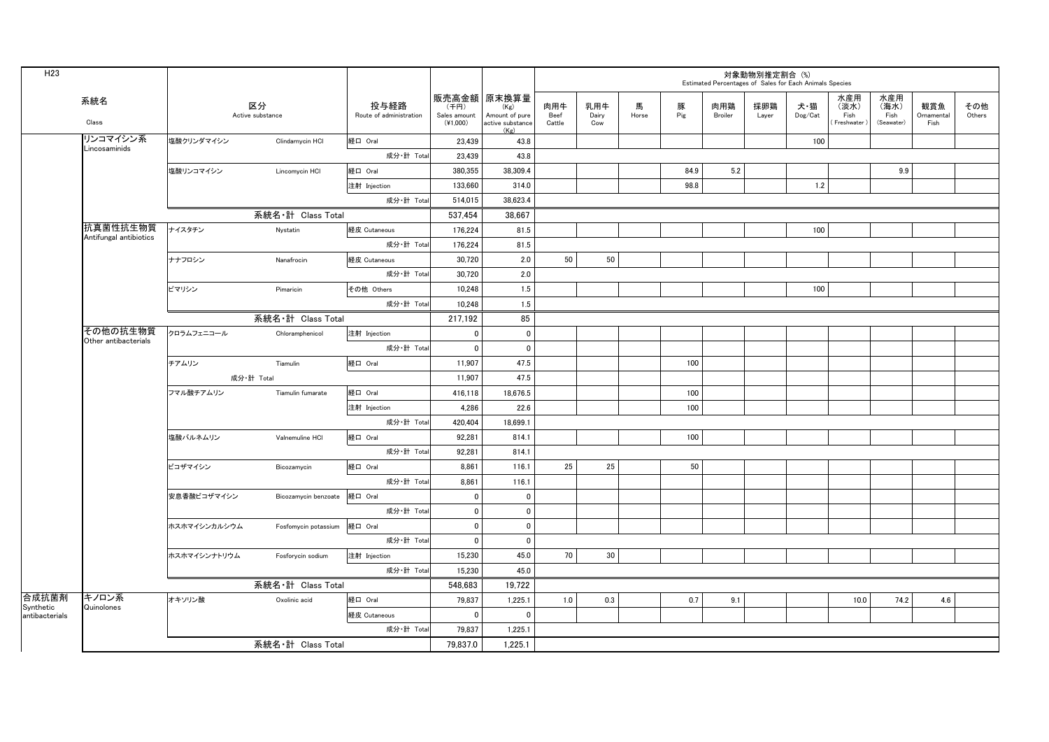H23

| 系統名 Class | | 区分 Active substance | | 投与経路 Route of administration | 販売高金額（千円） Sales amount (¥1,000) | 原末換算量 (Kg) Amount of pure active substance (Kg) | 対象動物別推定割合 (%) Estimated Percentages of Sales for Each Animals Species | | | | | | | | | | |
|---|---|---|---|---|---|---|---|---|---|---|---|---|---|---|---|---|---|
| | | | | | | | 肉用牛 Beef Cattle | 乳用牛 Dairy Cow | 馬 Horse | 豚 Pig | 肉用鶏 Broiler | 採卵鶏 Layer | 犬・猫 Dog/Cat | 水産用（淡水）Fish (Freshwater) | 水産用（海水）Fish (Seawater) | 観賞魚 Ornamental Fish | その他 Others |
| | リンコマイシン系 Lincosaminids | 塩酸クリンダマイシン | Clindamycin HCl | 経口 Oral | 23,439 | 43.8 | | | | | | | 100 | | | | |
| | | | | 成分・計 Total | 23,439 | 43.8 | | | | | | | | | | | |
| | | 塩酸リンコマイシン | Lincomycin HCl | 経口 Oral | 380,355 | 38,309.4 | | | | 84.9 | 5.2 | | | | 9.9 | | |
| | | | | 注射 Injection | 133,660 | 314.0 | | | | 98.8 | | | 1.2 | | | | |
| | | | | 成分・計 Total | 514,015 | 38,623.4 | | | | | | | | | | | |
| | | 系統名・計 Class Total | | | 537,454 | 38,667 | | | | | | | | | | | |
| | 抗真菌性抗生物質 Antifungal antibiotics | ナイスタチン | Nystatin | 経皮 Cutaneous | 176,224 | 81.5 | | | | | | | 100 | | | | |
| | | | | 成分・計 Total | 176,224 | 81.5 | | | | | | | | | | | |
| | | ナナフロシン | Nanafrocin | 経皮 Cutaneous | 30,720 | 2.0 | 50 | 50 | | | | | | | | | |
| | | | | 成分・計 Total | 30,720 | 2.0 | | | | | | | | | | | |
| | | ピマリシン | Pimaricin | その他 Others | 10,248 | 1.5 | | | | | | | 100 | | | | |
| | | | | 成分・計 Total | 10,248 | 1.5 | | | | | | | | | | | |
| | | 系統名・計 Class Total | | | 217,192 | 85 | | | | | | | | | | | |
| | その他の抗生物質 Other antibacterials | クロラムフェニコール | Chloramphenicol | 注射 Injection | 0 | 0 | | | | | | | | | | | |
| | | | | 成分・計 Total | 0 | 0 | | | | | | | | | | | |
| | | チアムリン | Tiamulin | 経口 Oral | 11,907 | 47.5 | | | | 100 | | | | | | | |
| | | 成分・計 Total | | | 11,907 | 47.5 | | | | | | | | | | | |
| | | フマル酸チアムリン | Tiamulin fumarate | 経口 Oral | 416,118 | 18,676.5 | | | | 100 | | | | | | | |
| | | | | 注射 Injection | 4,286 | 22.6 | | | | 100 | | | | | | | |
| | | | | 成分・計 Total | 420,404 | 18,699.1 | | | | | | | | | | | |
| | | 塩酸バルネムリン | Valnemuline HCl | 経口 Oral | 92,281 | 814.1 | | | | 100 | | | | | | | |
| | | | | 成分・計 Total | 92,281 | 814.1 | | | | | | | | | | | |
| | | ビコザマイシン | Bicozamycin | 経口 Oral | 8,861 | 116.1 | 25 | 25 | | 50 | | | | | | | |
| | | | | 成分・計 Total | 8,861 | 116.1 | | | | | | | | | | | |
| | | 安息香酸ビコザマイシン | Bicozamycin benzoate | 経口 Oral | 0 | 0 | | | | | | | | | | | |
| | | | | 成分・計 Total | 0 | 0 | | | | | | | | | | | |
| | | ホスホマイシンカルシウム | Fosfomycin potassium | 経口 Oral | 0 | 0 | | | | | | | | | | | |
| | | | | 成分・計 Total | 0 | 0 | | | | | | | | | | | |
| | | ホスホマイシンナトリウム | Fosforycin sodium | 注射 Injection | 15,230 | 45.0 | 70 | 30 | | | | | | | | | |
| | | | | 成分・計 Total | 15,230 | 45.0 | | | | | | | | | | | |
| | | 系統名・計 Class Total | | | 548,683 | 19,722 | | | | | | | | | | | |
| 合成抗菌剤 Synthetic antibacterials | キノロン系 Quinolones | オキソリン酸 | Oxolinic acid | 経口 Oral | 79,837 | 1,225.1 | 1.0 | 0.3 | | 0.7 | 9.1 | | | 10.0 | 74.2 | 4.6 | |
| | | | | 経皮 Cutaneous | 0 | 0 | | | | | | | | | | | |
| | | | | 成分・計 Total | 79,837 | 1,225.1 | | | | | | | | | | | |
| | | 系統名・計 Class Total | | | 79,837.0 | 1,225.1 | | | | | | | | | | | |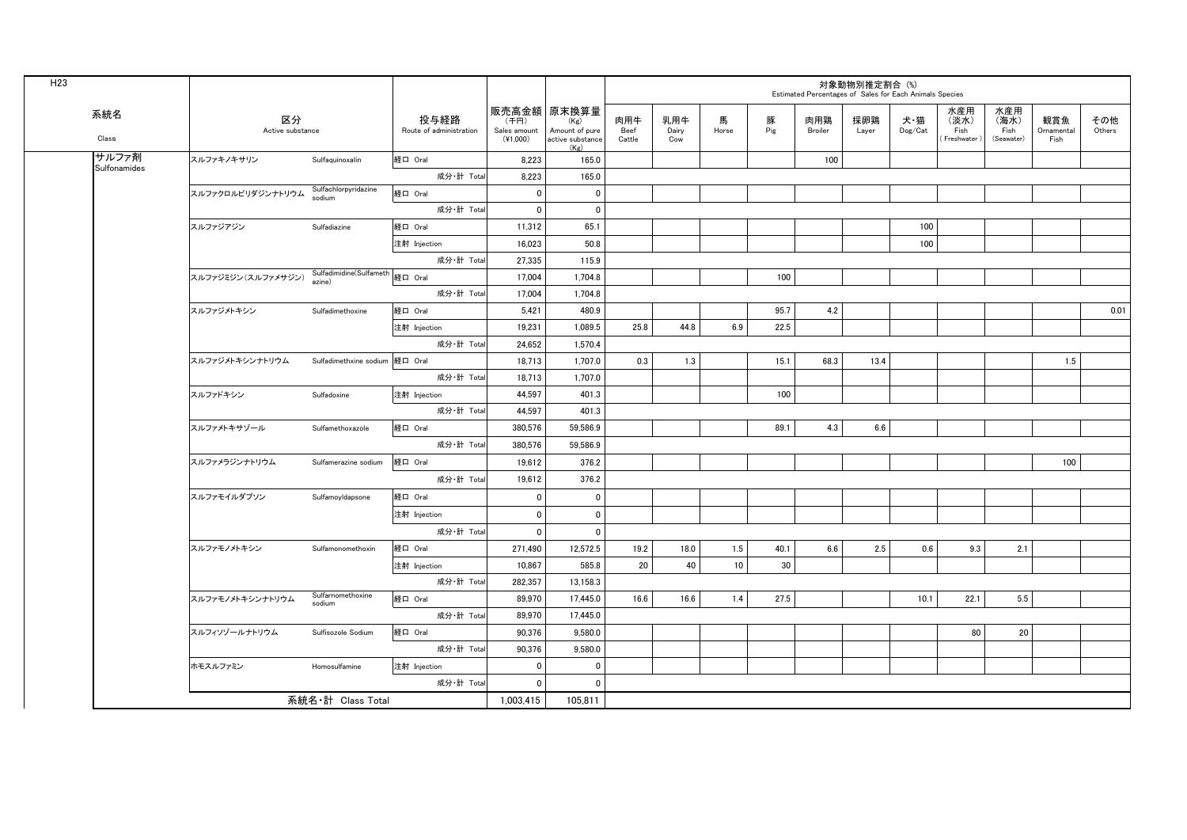H23

| 系統名 Class | 区分 Active substance | | 投与経路 Route of administration | 販売高金額 (千円) Sales amount (¥1,000) | 原末換算量 (Kg) Amount of pure active substance (Kg) | 対象動物別推定割合 (%) Estimated Percentages of Sales for Each Animals Species | | | | | | | | | | |
|---|---|---|---|---|---|---|---|---|---|---|---|---|---|---|---|---|
| | | | | | | 肉用牛 Beef Cattle | 乳用牛 Dairy Cow | 馬 Horse | 豚 Pig | 肉用鶏 Broiler | 採卵鶏 Layer | 犬・猫 Dog/Cat | 水産用(淡水) Fish (Freshwater) | 水産用(海水) Fish (Seawater) | 観賞魚 Ornamental Fish | その他 Others |
| サルファ剤 Sulfonamides | スルファキノキサリン | Sulfaquinoxalin | 経口 Oral | 8,223 | 165.0 | | | | | 100 | | | | | | |
| | | | 成分・計 Total | 8,223 | 165.0 | | | | | | | | | | | |
| | スルファクロルピリダジンナトリウム | Sulfachlorpyridazine sodium | 経口 Oral | 0 | 0 | | | | | | | | | | | |
| | | | 成分・計 Total | 0 | 0 | | | | | | | | | | | |
| | スルファジアジン | Sulfadiazine | 経口 Oral | 11,312 | 65.1 | | | | | | | 100 | | | | |
| | | | 注射 Injection | 16,023 | 50.8 | | | | | | | 100 | | | | |
| | | | 成分・計 Total | 27,335 | 115.9 | | | | | | | | | | | |
| | スルファジミジン(スルファメサジン) | Sulfadimidine(Sulfamethazine) | 経口 Oral | 17,004 | 1,704.8 | | | | 100 | | | | | | | |
| | | | 成分・計 Total | 17,004 | 1,704.8 | | | | | | | | | | | |
| | スルファジメトキシン | Sulfadimethoxine | 経口 Oral | 5,421 | 480.9 | | | | 95.7 | 4.2 | | | | | | 0.01 |
| | | | 注射 Injection | 19,231 | 1,089.5 | 25.8 | 44.8 | 6.9 | 22.5 | | | | | | | |
| | | | 成分・計 Total | 24,652 | 1,570.4 | | | | | | | | | | | |
| | スルファジメトキシンナトリウム | Sulfadimethxine sodium | 経口 Oral | 18,713 | 1,707.0 | 0.3 | 1.3 | | 15.1 | 68.3 | 13.4 | | | | 1.5 | |
| | | | 成分・計 Total | 18,713 | 1,707.0 | | | | | | | | | | | |
| | スルファドキシン | Sulfadoxine | 注射 Injection | 44,597 | 401.3 | | | | 100 | | | | | | | |
| | | | 成分・計 Total | 44,597 | 401.3 | | | | | | | | | | | |
| | スルファメトキサゾール | Sulfamethoxazole | 経口 Oral | 380,576 | 59,586.9 | | | | 89.1 | 4.3 | 6.6 | | | | | |
| | | | 成分・計 Total | 380,576 | 59,586.9 | | | | | | | | | | | |
| | スルファメラジンナトリウム | Sulfamerazine sodium | 経口 Oral | 19,612 | 376.2 | | | | | | | | | | 100 | |
| | | | 成分・計 Total | 19,612 | 376.2 | | | | | | | | | | | |
| | スルファモイルダプソン | Sulfamoyldapsone | 経口 Oral | 0 | 0 | | | | | | | | | | | |
| | | | 注射 Injection | 0 | 0 | | | | | | | | | | | |
| | | | 成分・計 Total | 0 | 0 | | | | | | | | | | | |
| | スルファモノメトキシン | Sulfamonomethoxin | 経口 Oral | 271,490 | 12,572.5 | 19.2 | 18.0 | 1.5 | 40.1 | 6.6 | 2.5 | 0.6 | 9.3 | 2.1 | | |
| | | | 注射 Injection | 10,867 | 585.8 | 20 | 40 | 10 | 30 | | | | | | | |
| | | | 成分・計 Total | 282,357 | 13,158.3 | | | | | | | | | | | |
| | スルファモノメトキシンナトリウム | Sulfamomethoxine sodium | 経口 Oral | 89,970 | 17,445.0 | 16.6 | 16.6 | 1.4 | 27.5 | | | 10.1 | 22.1 | 5.5 | | |
| | | | 成分・計 Total | 89,970 | 17,445.0 | | | | | | | | | | | |
| | スルフィソゾールナトリウム | Sulfisozole Sodium | 経口 Oral | 90,376 | 9,580.0 | | | | | | | | 80 | 20 | | |
| | | | 成分・計 Total | 90,376 | 9,580.0 | | | | | | | | | | | |
| | ホモスルファミン | Homosulfamine | 注射 Injection | 0 | 0 | | | | | | | | | | | |
| | | | 成分・計 Total | 0 | 0 | | | | | | | | | | | |
| | 系統名・計 Class Total | | | 1,003,415 | 105,811 | | | | | | | | | | | |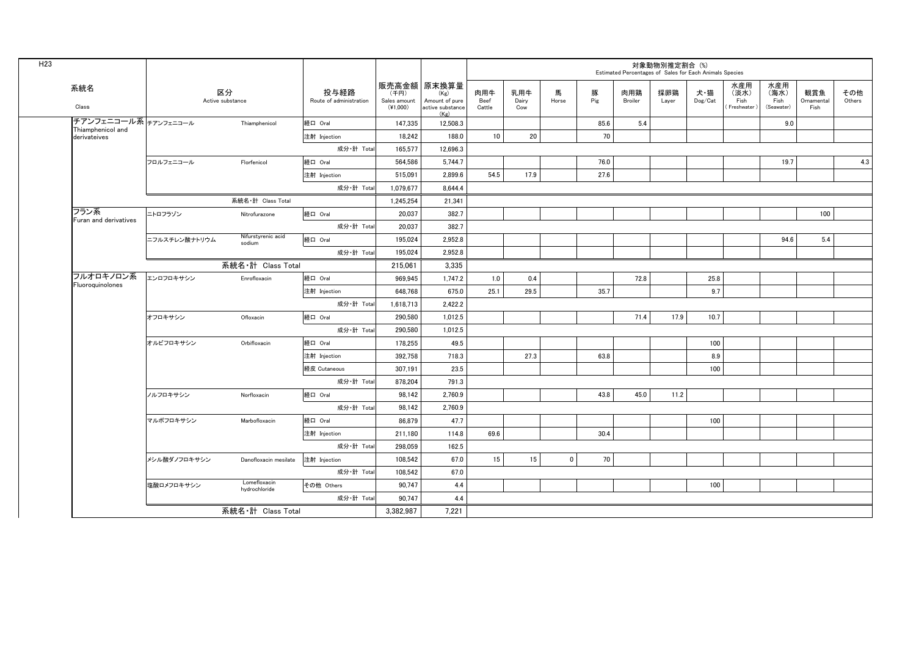H23

| 系統名 Class | 区分 Active substance | | 投与経路 Route of administration | 販売高金額 (千円) Sales amount (¥1,000) | 原末換算量 (Kg) Amount of pure active substance (Kg) | 対象動物別推定割合 (%) Estimated Percentages of Sales for Each Animals Species | | | | | | | | | | |
|---|---|---|---|---|---|---|---|---|---|---|---|---|---|---|---|---|
| | | | | | | 肉用牛 Beef Cattle | 乳用牛 Dairy Cow | 馬 Horse | 豚 Pig | 肉用鶏 Broiler | 採卵鶏 Layer | 犬・猫 Dog/Cat | 水産用 (淡水) Fish (Freshwater) | 水産用 (海水) Fish (Seawater) | 観賞魚 Ornamental Fish | その他 Others |
| チアンフェニコール系 Thiamphenicol and derivateives | チアンフェニコール | Thiamphenicol | 経口 Oral | 147,335 | 12,508.3 | | | | 85.6 | 5.4 | | | | 9.0 | | |
| | | | 注射 Injection | 18,242 | 188.0 | 10 | 20 | | 70 | | | | | | | |
| | | | 成分・計 Total | 165,577 | 12,696.3 | | | | | | | | | | | |
| | フロルフェニコール | Florfenicol | 経口 Oral | 564,586 | 5,744.7 | | | | 76.0 | | | | | 19.7 | | 4.3 |
| | | | 注射 Injection | 515,091 | 2,899.6 | 54.5 | 17.9 | | 27.6 | | | | | | | |
| | | | 成分・計 Total | 1,079,677 | 8,644.4 | | | | | | | | | | | |
| | 系統名・計 Class Total | | | 1,245,254 | 21,341 | | | | | | | | | | | |
| フラン系 Furan and derivatives | ニトロフラゾン | Nitrofurazone | 経口 Oral | 20,037 | 382.7 | | | | | | | | | | 100 | |
| | | | 成分・計 Total | 20,037 | 382.7 | | | | | | | | | | | |
| | ニフルスチレン酸ナトリウム | Nifurstyrenic acid sodium | 経口 Oral | 195,024 | 2,952.8 | | | | | | | | | 94.6 | 5.4 | |
| | | | 成分・計 Total | 195,024 | 2,952.8 | | | | | | | | | | | |
| | 系統名・計 Class Total | | | 215,061 | 3,335 | | | | | | | | | | | |
| フルオロキノロン系 Fluoroquinolones | エンロフロキサシン | Enrofloxacin | 経口 Oral | 969,945 | 1,747.2 | 1.0 | 0.4 | | | 72.8 | | 25.8 | | | | |
| | | | 注射 Injection | 648,768 | 675.0 | 25.1 | 29.5 | | 35.7 | | | 9.7 | | | | |
| | | | 成分・計 Total | 1,618,713 | 2,422.2 | | | | | | | | | | | |
| | オフロキサシン | Ofloxacin | 経口 Oral | 290,580 | 1,012.5 | | | | | 71.4 | 17.9 | 10.7 | | | | |
| | | | 成分・計 Total | 290,580 | 1,012.5 | | | | | | | | | | | |
| | オルビフロキサシン | Orbifloxacin | 経口 Oral | 178,255 | 49.5 | | | | | | | 100 | | | | |
| | | | 注射 Injection | 392,758 | 718.3 | | 27.3 | | 63.8 | | | 8.9 | | | | |
| | | | 経皮 Cutaneous | 307,191 | 23.5 | | | | | | | 100 | | | | |
| | | | 成分・計 Total | 878,204 | 791.3 | | | | | | | | | | | |
| | ノルフロキサシン | Norfloxacin | 経口 Oral | 98,142 | 2,760.9 | | | | 43.8 | 45.0 | 11.2 | | | | | |
| | | | 成分・計 Total | 98,142 | 2,760.9 | | | | | | | | | | | |
| | マルボフロキサシン | Marbofloxacin | 経口 Oral | 86,879 | 47.7 | | | | | | | 100 | | | | |
| | | | 注射 Injection | 211,180 | 114.8 | 69.6 | | | 30.4 | | | | | | | |
| | | | 成分・計 Total | 298,059 | 162.5 | | | | | | | | | | | |
| | メシル酸ダノフロキサシン | Danofloxacin mesilate | 注射 Injection | 108,542 | 67.0 | 15 | 15 | 0 | 70 | | | | | | | |
| | | | 成分・計 Total | 108,542 | 67.0 | | | | | | | | | | | |
| | 塩酸ロメフロキサシン | Lomefloxacin hydrochloride | その他 Others | 90,747 | 4.4 | | | | | | | 100 | | | | |
| | | | 成分・計 Total | 90,747 | 4.4 | | | | | | | | | | | |
| | 系統名・計 Class Total | | | 3,382,987 | 7,221 | | | | | | | | | | | |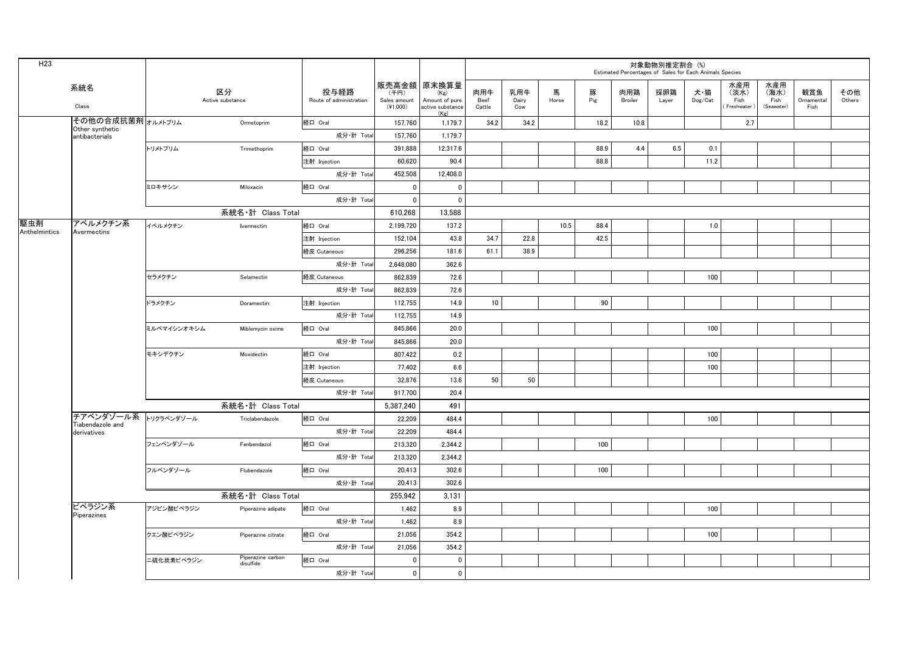H23

| 系統名 Class | | 区分 Active substance | | 投与経路 Route of administration | 販売高金額（千円）Sales amount (¥1,000) | 原末換算量 (Kg) Amount of pure active substance (Kg) | 対象動物別推定割合 (%) Estimated Percentages of Sales for Each Animals Species | | | | | | | | | | |
|---|---|---|---|---|---|---|---|---|---|---|---|---|---|---|---|---|---|
| | | | | | | | 肉用牛 Beef Cattle | 乳用牛 Dairy Cow | 馬 Horse | 豚 Pig | 肉用鶏 Broiler | 採卵鶏 Layer | 犬・猫 Dog/Cat | 水産用（淡水）Fish (Freshwater) | 水産用（海水）Fish (Seawater) | 観賞魚 Ornamental Fish | その他 Others |
| | その他の合成抗菌剤 Other synthetic antibacterials | オルメトプリム | Ormetoprim | 経口 Oral | 157,760 | 1,179.7 | 34.2 | 34.2 | | 18.2 | 10.8 | | | 2.7 | | | |
| | | | | 成分・計 Total | 157,760 | 1,179.7 | | | | | | | | | | | |
| | | トリメトプリム | Trimethoprim | 経口 Oral | 391,888 | 12,317.6 | | | | 88.9 | 4.4 | 6.5 | 0.1 | | | | |
| | | | | 注射 Injection | 60,620 | 90.4 | | | | 88.8 | | | 11.2 | | | | |
| | | | | 成分・計 Total | 452,508 | 12,408.0 | | | | | | | | | | | |
| | | ミロキサシン | Miloxacin | 経口 Oral | 0 | 0 | | | | | | | | | | | |
| | | | | 成分・計 Total | 0 | 0 | | | | | | | | | | | |
| | | 系統名・計 Class Total | | | 610,268 | 13,588 | | | | | | | | | | | |
| 駆虫剤 Anthelmintics | アベルメクチン系 Avermectins | イベルメクチン | Ivermectin | 経口 Oral | 2,199,720 | 137.2 | | | 10.5 | 88.4 | | | 1.0 | | | | |
| | | | | 注射 Injection | 152,104 | 43.8 | 34.7 | 22.8 | | 42.5 | | | | | | | |
| | | | | 経皮 Cutaneous | 296,256 | 181.6 | 61.1 | 38.9 | | | | | | | | | |
| | | | | 成分・計 Total | 2,648,080 | 362.6 | | | | | | | | | | | |
| | | セラメクチン | Selamectin | 経皮 Cutaneous | 862,839 | 72.6 | | | | | | | 100 | | | | |
| | | | | 成分・計 Total | 862,839 | 72.6 | | | | | | | | | | | |
| | | ドラメクチン | Doramectin | 注射 Injection | 112,755 | 14.9 | 10 | | | 90 | | | | | | | |
| | | | | 成分・計 Total | 112,755 | 14.9 | | | | | | | | | | | |
| | | ミルベマイシンオキシム | Miblemycin oxime | 経口 Oral | 845,866 | 20.0 | | | | | | | 100 | | | | |
| | | | | 成分・計 Total | 845,866 | 20.0 | | | | | | | | | | | |
| | | モキシデクチン | Moxidectin | 経口 Oral | 807,422 | 0.2 | | | | | | | 100 | | | | |
| | | | | 注射 Injection | 77,402 | 6.6 | | | | | | | 100 | | | | |
| | | | | 経皮 Cutaneous | 32,876 | 13.6 | 50 | 50 | | | | | | | | | |
| | | | | 成分・計 Total | 917,700 | 20.4 | | | | | | | | | | | |
| | | 系統名・計 Class Total | | | 5,387,240 | 491 | | | | | | | | | | | |
| | チアベンダゾール系 Tiabendazole and derivatives | トリクラベンダゾール | Triclabendazole | 経口 Oral | 22,209 | 484.4 | | | | | | | 100 | | | | |
| | | | | 成分・計 Total | 22,209 | 484.4 | | | | | | | | | | | |
| | | フェンベンダゾール | Fenbendazol | 経口 Oral | 213,320 | 2,344.2 | | | | 100 | | | | | | | |
| | | | | 成分・計 Total | 213,320 | 2,344.2 | | | | | | | | | | | |
| | | フルベンダゾール | Flubendazole | 経口 Oral | 20,413 | 302.6 | | | | 100 | | | | | | | |
| | | | | 成分・計 Total | 20,413 | 302.6 | | | | | | | | | | | |
| | | 系統名・計 Class Total | | | 255,942 | 3,131 | | | | | | | | | | | |
| | ピペラジン系 Piperazines | アジピン酸ピペラジン | Piperazine adipate | 経口 Oral | 1,462 | 8.9 | | | | | | | 100 | | | | |
| | | | | 成分・計 Total | 1,462 | 8.9 | | | | | | | | | | | |
| | | クエン酸ピペラジン | Piperazine citrate | 経口 Oral | 21,056 | 354.2 | | | | | | | 100 | | | | |
| | | | | 成分・計 Total | 21,056 | 354.2 | | | | | | | | | | | |
| | | 二硫化炭素ピペラジン | Piperazine carbon disulfide | 経口 Oral | 0 | 0 | | | | | | | | | | | |
| | | | | 成分・計 Total | 0 | 0 | | | | | | | | | | | |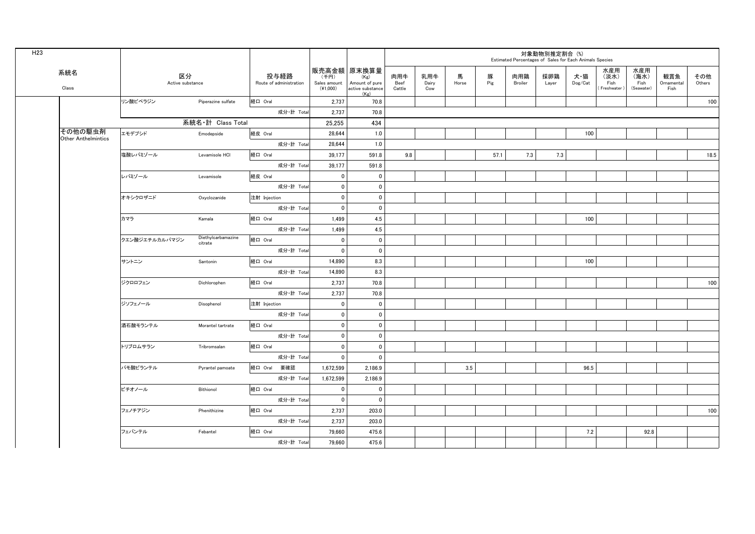H23

| 系統名<br>Class | 区分<br>Active substance | | 投与経路<br>Route of administration | 販売高金額<br>（千円）<br>Sales amount<br>(¥1,000) | 原末換算量<br>(Kg)<br>Amount of pure active substance<br>(Kg) | 対象動物別推定割合 (%)<br>Estimated Percentages of Sales for Each Animals Species | | | | | | | | | | |
|---|---|---|---|---|---|---|---|---|---|---|---|---|---|---|---|---|
| | | | | | | 肉用牛<br>Beef Cattle | 乳用牛<br>Dairy Cow | 馬<br>Horse | 豚<br>Pig | 肉用鶏<br>Broiler | 採卵鶏<br>Layer | 犬・猫<br>Dog/Cat | 水産用（淡水）<br>Fish (Freshwater) | 水産用（海水）<br>Fish (Seawater) | 観賞魚<br>Ornamental Fish | その他<br>Others |
| | リン酸ピペラジン | Piperazine sulfate | 経口 Oral | 2,737 | 70.8 | | | | | | | | | | | 100 |
| | | | 成分・計 Total | 2,737 | 70.8 | | | | | | | | | | | |
| | 系統名・計 Class Total | | | 25,255 | 434 | | | | | | | | | | | |
| その他の駆虫剤<br>Other Anthelmintics | エモデプシド | Emodepside | 経皮 Oral | 28,644 | 1.0 | | | | | | | 100 | | | | |
| | | | 成分・計 Total | 28,644 | 1.0 | | | | | | | | | | | |
| | 塩酸レバミゾール | Levamisole HCl | 経口 Oral | 39,177 | 591.8 | 9.8 | | | 57.1 | 7.3 | 7.3 | | | | | 18.5 |
| | | | 成分・計 Total | 39,177 | 591.8 | | | | | | | | | | | |
| | レバミゾール | Levamisole | 経皮 Oral | 0 | 0 | | | | | | | | | | | |
| | | | 成分・計 Total | 0 | 0 | | | | | | | | | | | |
| | オキシクロザニド | Oxyclozanide | 注射 Injection | 0 | 0 | | | | | | | | | | | |
| | | | 成分・計 Total | 0 | 0 | | | | | | | | | | | |
| | カマラ | Kamala | 経口 Oral | 1,499 | 4.5 | | | | | | | 100 | | | | |
| | | | 成分・計 Total | 1,499 | 4.5 | | | | | | | | | | | |
| | クエン酸ジエチルカルバマジン | Diethylcarbamazine citrate | 経口 Oral | 0 | 0 | | | | | | | | | | | |
| | | | 成分・計 Total | 0 | 0 | | | | | | | | | | | |
| | サントニン | Santonin | 経口 Oral | 14,890 | 8.3 | | | | | | | 100 | | | | |
| | | | 成分・計 Total | 14,890 | 8.3 | | | | | | | | | | | |
| | ジクロロフェン | Dichlorophen | 経口 Oral | 2,737 | 70.8 | | | | | | | | | | | 100 |
| | | | 成分・計 Total | 2,737 | 70.8 | | | | | | | | | | | |
| | ジソフェノール | Disophenol | 注射 Injection | 0 | 0 | | | | | | | | | | | |
| | | | 成分・計 Total | 0 | 0 | | | | | | | | | | | |
| | 酒石酸モランテル | Morantel tartrate | 経口 Oral | 0 | 0 | | | | | | | | | | | |
| | | | 成分・計 Total | 0 | 0 | | | | | | | | | | | |
| | トリブロムサラン | Tribromsalan | 経口 Oral | 0 | 0 | | | | | | | | | | | |
| | | | 成分・計 Total | 0 | 0 | | | | | | | | | | | |
| | パモ酸ピランテル | Pyrantel pamoate | 経口 Oral 要確認 | 1,672,599 | 2,186.9 | | | 3.5 | | | | 96.5 | | | | |
| | | | 成分・計 Total | 1,672,599 | 2,186.9 | | | | | | | | | | | |
| | ビチオノール | Bithionol | 経口 Oral | 0 | 0 | | | | | | | | | | | |
| | | | 成分・計 Total | 0 | 0 | | | | | | | | | | | |
| | フェノチアジン | Phenithizine | 経口 Oral | 2,737 | 203.0 | | | | | | | | | | | 100 |
| | | | 成分・計 Total | 2,737 | 203.0 | | | | | | | | | | | |
| | フェバンテル | Febantel | 経口 Oral | 79,660 | 475.6 | | | | | | | 7.2 | | 92.8 | | |
| | | | 成分・計 Total | 79,660 | 475.6 | | | | | | | | | | | |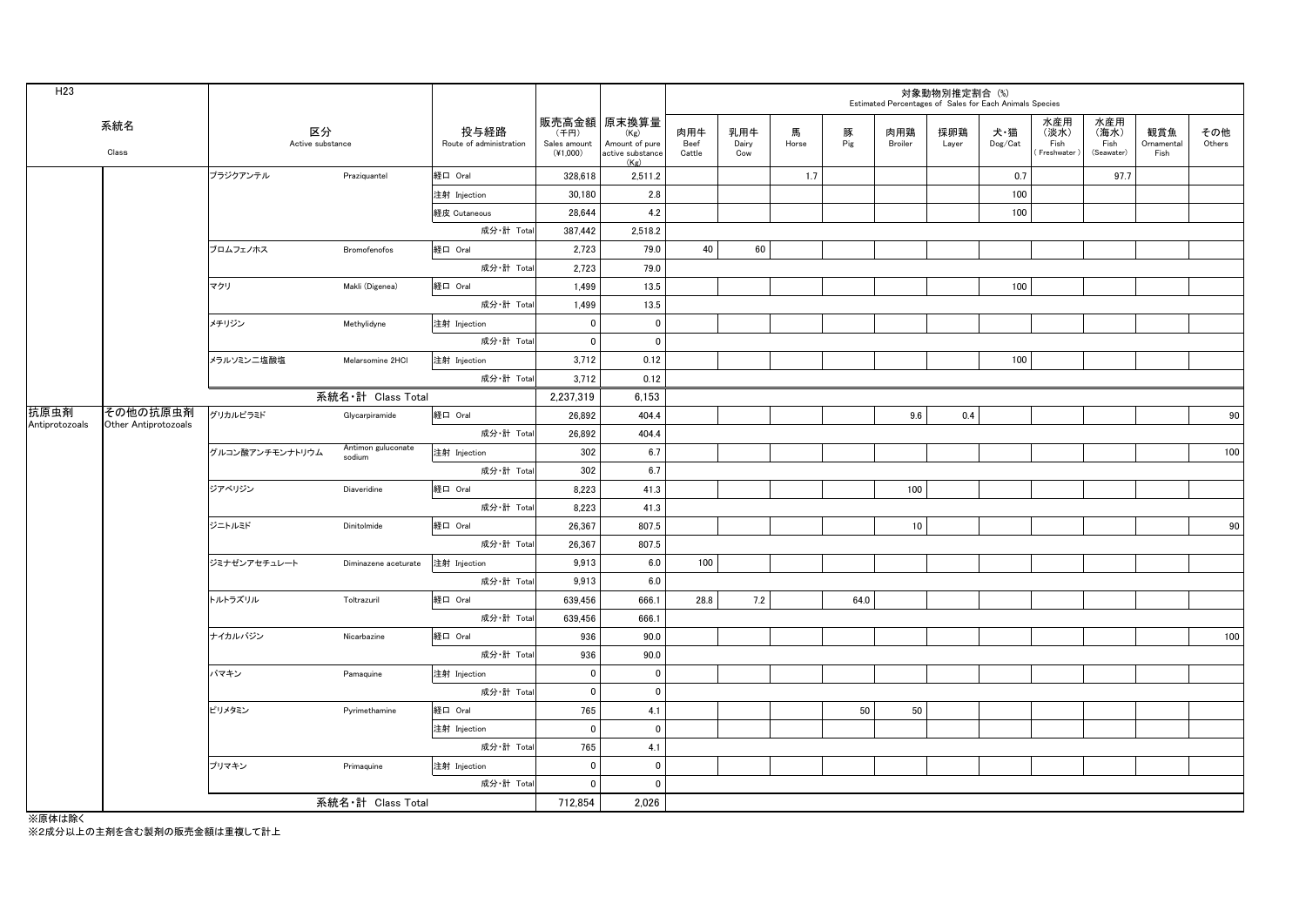H23

| 系統名 Class | | 区分 Active substance | | 投与経路 Route of administration | 販売高金額 (千円) Sales amount (¥1,000) | 原末換算量 (Kg) Amount of pure active substance (Kg) | 対象動物別推定割合 (%) Estimated Percentages of Sales for Each Animals Species | | | | | | | | | | |
|---|---|---|---|---|---|---|---|---|---|---|---|---|---|---|---|---|---|
| | | | | | | | 肉用牛 Beef Cattle | 乳用牛 Dairy Cow | 馬 Horse | 豚 Pig | 肉用鶏 Broiler | 採卵鶏 Layer | 犬・猫 Dog/Cat | 水産用(淡水) Fish (Freshwater) | 水産用(海水) Fish (Seawater) | 観賞魚 Ornamental Fish | その他 Others |
| | | プラジクアンテル | Praziquantel | 経口 Oral | 328,618 | 2,511.2 | | | 1.7 | | | | 0.7 | | 97.7 | | |
| | | | | 注射 Injection | 30,180 | 2.8 | | | | | | | 100 | | | | |
| | | | | 経皮 Cutaneous | 28,644 | 4.2 | | | | | | | 100 | | | | |
| | | | | 成分・計 Total | 387,442 | 2,518.2 | | | | | | | | | | | |
| | | ブロムフェノホス | Bromofenofos | 経口 Oral | 2,723 | 79.0 | 40 | 60 | | | | | | | | | |
| | | | | 成分・計 Total | 2,723 | 79.0 | | | | | | | | | | | |
| | | マクリ | Makli (Digenea) | 経口 Oral | 1,499 | 13.5 | | | | | | | 100 | | | | |
| | | | | 成分・計 Total | 1,499 | 13.5 | | | | | | | | | | | |
| | | メチリジン | Methylidyne | 注射 Injection | 0 | 0 | | | | | | | | | | | |
| | | | | 成分・計 Total | 0 | 0 | | | | | | | | | | | |
| | | メラルソミン二塩酸塩 | Melarsomine 2HCl | 注射 Injection | 3,712 | 0.12 | | | | | | | 100 | | | | |
| | | | | 成分・計 Total | 3,712 | 0.12 | | | | | | | | | | | |
| | | 系統名・計 Class Total | | | 2,237,319 | 6,153 | | | | | | | | | | | |
| 抗原虫剤 Antiprotozoals | その他の抗原虫剤 Other Antiprotozoals | グリカルピラミド | Glycarpiramide | 経口 Oral | 26,892 | 404.4 | | | | | 9.6 | 0.4 | | | | | 90 |
| | | | | 成分・計 Total | 26,892 | 404.4 | | | | | | | | | | | |
| | | グルコン酸アンチモンナトリウム | Antimon guluconate sodium | 注射 Injection | 302 | 6.7 | | | | | | | | | | | 100 |
| | | | | 成分・計 Total | 302 | 6.7 | | | | | | | | | | | |
| | | ジアベリジン | Diaveridine | 経口 Oral | 8,223 | 41.3 | | | | | 100 | | | | | | |
| | | | | 成分・計 Total | 8,223 | 41.3 | | | | | | | | | | | |
| | | ジニトルミド | Dinitolmide | 経口 Oral | 26,367 | 807.5 | | | | | 10 | | | | | | 90 |
| | | | | 成分・計 Total | 26,367 | 807.5 | | | | | | | | | | | |
| | | ジミナゼンアセチュレート | Diminazene aceturate | 注射 Injection | 9,913 | 6.0 | 100 | | | | | | | | | | |
| | | | | 成分・計 Total | 9,913 | 6.0 | | | | | | | | | | | |
| | | トルトラズリル | Toltrazuril | 経口 Oral | 639,456 | 666.1 | 28.8 | 7.2 | | 64.0 | | | | | | | |
| | | | | 成分・計 Total | 639,456 | 666.1 | | | | | | | | | | | |
| | | ナイカルバジン | Nicarbazine | 経口 Oral | 936 | 90.0 | | | | | | | | | | | 100 |
| | | | | 成分・計 Total | 936 | 90.0 | | | | | | | | | | | |
| | | パマキン | Pamaquine | 注射 Injection | 0 | 0 | | | | | | | | | | | |
| | | | | 成分・計 Total | 0 | 0 | | | | | | | | | | | |
| | | ピリメタミン | Pyrimethamine | 経口 Oral | 765 | 4.1 | | | | 50 | 50 | | | | | | |
| | | | | 注射 Injection | 0 | 0 | | | | | | | | | | | |
| | | | | 成分・計 Total | 765 | 4.1 | | | | | | | | | | | |
| | | プリマキン | Primaquine | 注射 Injection | 0 | 0 | | | | | | | | | | | |
| | | | | 成分・計 Total | 0 | 0 | | | | | | | | | | | |
| | | 系統名・計 Class Total | | | 712,854 | 2,026 | | | | | | | | | | | |

※原体は除く

※2成分以上の主剤を含む製剤の販売金額は重複して計上